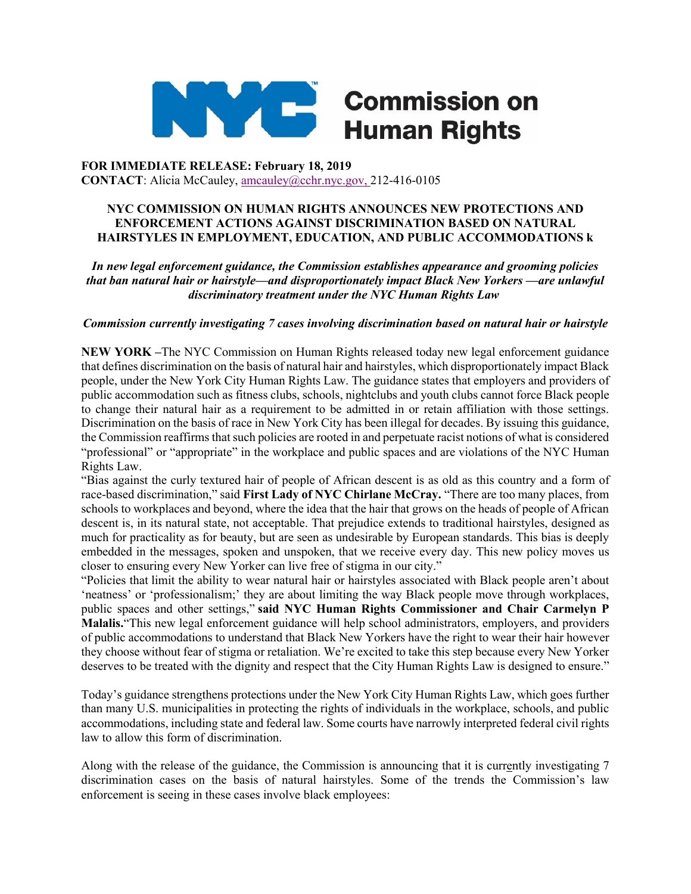# NYC Commission on Human Rights

**FOR IMMEDIATE RELEASE: February 18, 2019**
**CONTACT**: Alicia McCauley, amcauley@cchr.nyc.gov, 212-416-0105

## NYC COMMISSION ON HUMAN RIGHTS ANNOUNCES NEW PROTECTIONS AND ENFORCEMENT ACTIONS AGAINST DISCRIMINATION BASED ON NATURAL HAIRSTYLES IN EMPLOYMENT, EDUCATION, AND PUBLIC ACCOMMODATIONS k

***In new legal enforcement guidance, the Commission establishes appearance and grooming policies that ban natural hair or hairstyle—and disproportionately impact Black New Yorkers —are unlawful discriminatory treatment under the NYC Human Rights Law***

***Commission currently investigating 7 cases involving discrimination based on natural hair or hairstyle***

**NEW YORK –**The NYC Commission on Human Rights released today new legal enforcement guidance that defines discrimination on the basis of natural hair and hairstyles, which disproportionately impact Black people, under the New York City Human Rights Law. The guidance states that employers and providers of public accommodation such as fitness clubs, schools, nightclubs and youth clubs cannot force Black people to change their natural hair as a requirement to be admitted in or retain affiliation with those settings. Discrimination on the basis of race in New York City has been illegal for decades. By issuing this guidance, the Commission reaffirms that such policies are rooted in and perpetuate racist notions of what is considered "professional" or "appropriate" in the workplace and public spaces and are violations of the NYC Human Rights Law.

"Bias against the curly textured hair of people of African descent is as old as this country and a form of race-based discrimination," said **First Lady of NYC Chirlane McCray.** "There are too many places, from schools to workplaces and beyond, where the idea that the hair that grows on the heads of people of African descent is, in its natural state, not acceptable. That prejudice extends to traditional hairstyles, designed as much for practicality as for beauty, but are seen as undesirable by European standards. This bias is deeply embedded in the messages, spoken and unspoken, that we receive every day. This new policy moves us closer to ensuring every New Yorker can live free of stigma in our city."

"Policies that limit the ability to wear natural hair or hairstyles associated with Black people aren't about 'neatness' or 'professionalism;' they are about limiting the way Black people move through workplaces, public spaces and other settings," **said NYC Human Rights Commissioner and Chair Carmelyn P Malalis.**"This new legal enforcement guidance will help school administrators, employers, and providers of public accommodations to understand that Black New Yorkers have the right to wear their hair however they choose without fear of stigma or retaliation. We're excited to take this step because every New Yorker deserves to be treated with the dignity and respect that the City Human Rights Law is designed to ensure."

Today's guidance strengthens protections under the New York City Human Rights Law, which goes further than many U.S. municipalities in protecting the rights of individuals in the workplace, schools, and public accommodations, including state and federal law. Some courts have narrowly interpreted federal civil rights law to allow this form of discrimination.

Along with the release of the guidance, the Commission is announcing that it is currently investigating 7 discrimination cases on the basis of natural hairstyles. Some of the trends the Commission's law enforcement is seeing in these cases involve black employees: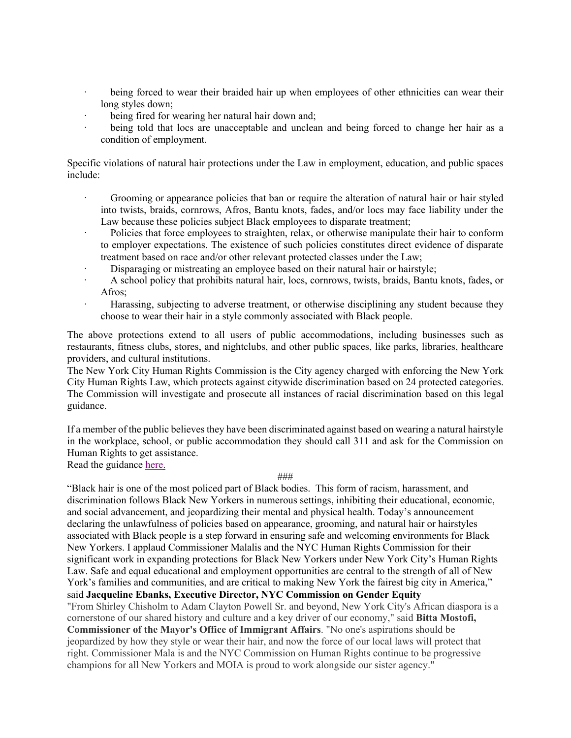- being forced to wear their braided hair up when employees of other ethnicities can wear their long styles down;
- being fired for wearing her natural hair down and;
- being told that locs are unacceptable and unclean and being forced to change her hair as a condition of employment.

Specific violations of natural hair protections under the Law in employment, education, and public spaces include:

- Grooming or appearance policies that ban or require the alteration of natural hair or hair styled into twists, braids, cornrows, Afros, Bantu knots, fades, and/or locs may face liability under the Law because these policies subject Black employees to disparate treatment;
- Policies that force employees to straighten, relax, or otherwise manipulate their hair to conform to employer expectations. The existence of such policies constitutes direct evidence of disparate treatment based on race and/or other relevant protected classes under the Law;
- Disparaging or mistreating an employee based on their natural hair or hairstyle;
- A school policy that prohibits natural hair, locs, cornrows, twists, braids, Bantu knots, fades, or Afros;
- Harassing, subjecting to adverse treatment, or otherwise disciplining any student because they choose to wear their hair in a style commonly associated with Black people.

The above protections extend to all users of public accommodations, including businesses such as restaurants, fitness clubs, stores, and nightclubs, and other public spaces, like parks, libraries, healthcare providers, and cultural institutions.

The New York City Human Rights Commission is the City agency charged with enforcing the New York City Human Rights Law, which protects against citywide discrimination based on 24 protected categories. The Commission will investigate and prosecute all instances of racial discrimination based on this legal guidance.

If a member of the public believes they have been discriminated against based on wearing a natural hairstyle in the workplace, school, or public accommodation they should call 311 and ask for the Commission on Human Rights to get assistance.

Read the guidance here.

###

"Black hair is one of the most policed part of Black bodies. This form of racism, harassment, and discrimination follows Black New Yorkers in numerous settings, inhibiting their educational, economic, and social advancement, and jeopardizing their mental and physical health. Today's announcement declaring the unlawfulness of policies based on appearance, grooming, and natural hair or hairstyles associated with Black people is a step forward in ensuring safe and welcoming environments for Black New Yorkers. I applaud Commissioner Malalis and the NYC Human Rights Commission for their significant work in expanding protections for Black New Yorkers under New York City's Human Rights Law. Safe and equal educational and employment opportunities are central to the strength of all of New York's families and communities, and are critical to making New York the fairest big city in America," said **Jacqueline Ebanks, Executive Director, NYC Commission on Gender Equity**

"From Shirley Chisholm to Adam Clayton Powell Sr. and beyond, New York City's African diaspora is a cornerstone of our shared history and culture and a key driver of our economy," said **Bitta Mostofi, Commissioner of the Mayor's Office of Immigrant Affairs**. "No one's aspirations should be jeopardized by how they style or wear their hair, and now the force of our local laws will protect that right. Commissioner Mala is and the NYC Commission on Human Rights continue to be progressive champions for all New Yorkers and MOIA is proud to work alongside our sister agency."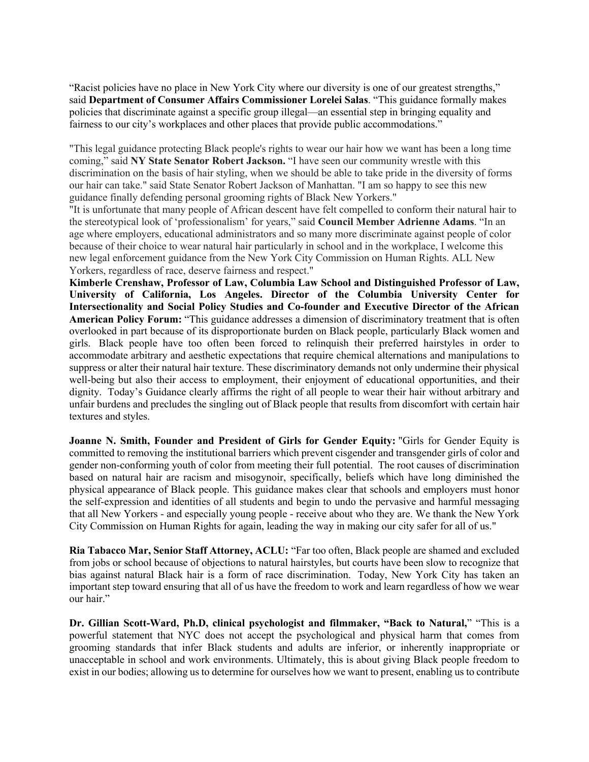“Racist policies have no place in New York City where our diversity is one of our greatest strengths,” said **Department of Consumer Affairs Commissioner Lorelei Salas**. “This guidance formally makes policies that discriminate against a specific group illegal—an essential step in bringing equality and fairness to our city’s workplaces and other places that provide public accommodations.”

"This legal guidance protecting Black people's rights to wear our hair how we want has been a long time coming,” said **NY State Senator Robert Jackson.** “I have seen our community wrestle with this discrimination on the basis of hair styling, when we should be able to take pride in the diversity of forms our hair can take." said State Senator Robert Jackson of Manhattan. "I am so happy to see this new guidance finally defending personal grooming rights of Black New Yorkers."

"It is unfortunate that many people of African descent have felt compelled to conform their natural hair to the stereotypical look of ‘professionalism’ for years,” said **Council Member Adrienne Adams**. “In an age where employers, educational administrators and so many more discriminate against people of color because of their choice to wear natural hair particularly in school and in the workplace, I welcome this new legal enforcement guidance from the New York City Commission on Human Rights. ALL New Yorkers, regardless of race, deserve fairness and respect."

**Kimberle Crenshaw, Professor of Law, Columbia Law School and Distinguished Professor of Law, University of California, Los Angeles. Director of the Columbia University Center for Intersectionality and Social Policy Studies and Co-founder and Executive Director of the African American Policy Forum:** “This guidance addresses a dimension of discriminatory treatment that is often overlooked in part because of its disproportionate burden on Black people, particularly Black women and girls. Black people have too often been forced to relinquish their preferred hairstyles in order to accommodate arbitrary and aesthetic expectations that require chemical alternations and manipulations to suppress or alter their natural hair texture. These discriminatory demands not only undermine their physical well-being but also their access to employment, their enjoyment of educational opportunities, and their dignity. Today’s Guidance clearly affirms the right of all people to wear their hair without arbitrary and unfair burdens and precludes the singling out of Black people that results from discomfort with certain hair textures and styles.

**Joanne N. Smith, Founder and President of Girls for Gender Equity:** "Girls for Gender Equity is committed to removing the institutional barriers which prevent cisgender and transgender girls of color and gender non-conforming youth of color from meeting their full potential. The root causes of discrimination based on natural hair are racism and misogynoir, specifically, beliefs which have long diminished the physical appearance of Black people. This guidance makes clear that schools and employers must honor the self-expression and identities of all students and begin to undo the pervasive and harmful messaging that all New Yorkers - and especially young people - receive about who they are. We thank the New York City Commission on Human Rights for again, leading the way in making our city safer for all of us."

**Ria Tabacco Mar, Senior Staff Attorney, ACLU:** “Far too often, Black people are shamed and excluded from jobs or school because of objections to natural hairstyles, but courts have been slow to recognize that bias against natural Black hair is a form of race discrimination. Today, New York City has taken an important step toward ensuring that all of us have the freedom to work and learn regardless of how we wear our hair.”

**Dr. Gillian Scott-Ward, Ph.D, clinical psychologist and filmmaker, “Back to Natural,**” “This is a powerful statement that NYC does not accept the psychological and physical harm that comes from grooming standards that infer Black students and adults are inferior, or inherently inappropriate or unacceptable in school and work environments. Ultimately, this is about giving Black people freedom to exist in our bodies; allowing us to determine for ourselves how we want to present, enabling us to contribute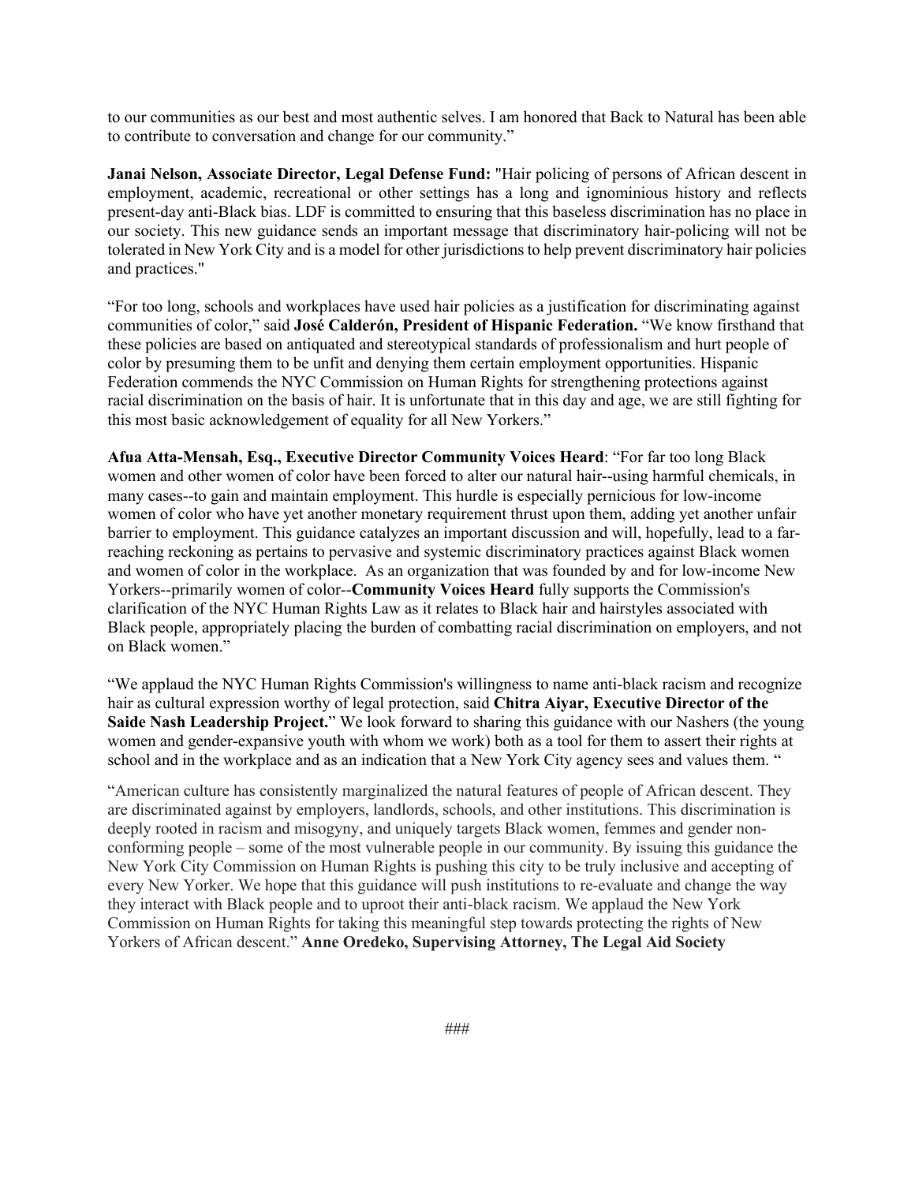to our communities as our best and most authentic selves. I am honored that Back to Natural has been able to contribute to conversation and change for our community."

**Janai Nelson, Associate Director, Legal Defense Fund:** "Hair policing of persons of African descent in employment, academic, recreational or other settings has a long and ignominious history and reflects present-day anti-Black bias. LDF is committed to ensuring that this baseless discrimination has no place in our society. This new guidance sends an important message that discriminatory hair-policing will not be tolerated in New York City and is a model for other jurisdictions to help prevent discriminatory hair policies and practices."

"For too long, schools and workplaces have used hair policies as a justification for discriminating against communities of color," said **José Calderón, President of Hispanic Federation.** "We know firsthand that these policies are based on antiquated and stereotypical standards of professionalism and hurt people of color by presuming them to be unfit and denying them certain employment opportunities. Hispanic Federation commends the NYC Commission on Human Rights for strengthening protections against racial discrimination on the basis of hair. It is unfortunate that in this day and age, we are still fighting for this most basic acknowledgement of equality for all New Yorkers."

**Afua Atta-Mensah, Esq., Executive Director Community Voices Heard**: "For far too long Black women and other women of color have been forced to alter our natural hair--using harmful chemicals, in many cases--to gain and maintain employment. This hurdle is especially pernicious for low-income women of color who have yet another monetary requirement thrust upon them, adding yet another unfair barrier to employment. This guidance catalyzes an important discussion and will, hopefully, lead to a far-reaching reckoning as pertains to pervasive and systemic discriminatory practices against Black women and women of color in the workplace. As an organization that was founded by and for low-income New Yorkers--primarily women of color--**Community Voices Heard** fully supports the Commission's clarification of the NYC Human Rights Law as it relates to Black hair and hairstyles associated with Black people, appropriately placing the burden of combatting racial discrimination on employers, and not on Black women."

"We applaud the NYC Human Rights Commission's willingness to name anti-black racism and recognize hair as cultural expression worthy of legal protection, said **Chitra Aiyar, Executive Director of the Saide Nash Leadership Project.**" We look forward to sharing this guidance with our Nashers (the young women and gender-expansive youth with whom we work) both as a tool for them to assert their rights at school and in the workplace and as an indication that a New York City agency sees and values them. "

"American culture has consistently marginalized the natural features of people of African descent. They are discriminated against by employers, landlords, schools, and other institutions. This discrimination is deeply rooted in racism and misogyny, and uniquely targets Black women, femmes and gender non-conforming people – some of the most vulnerable people in our community. By issuing this guidance the New York City Commission on Human Rights is pushing this city to be truly inclusive and accepting of every New Yorker. We hope that this guidance will push institutions to re-evaluate and change the way they interact with Black people and to uproot their anti-black racism. We applaud the New York Commission on Human Rights for taking this meaningful step towards protecting the rights of New Yorkers of African descent." **Anne Oredeko, Supervising Attorney, The Legal Aid Society**

###